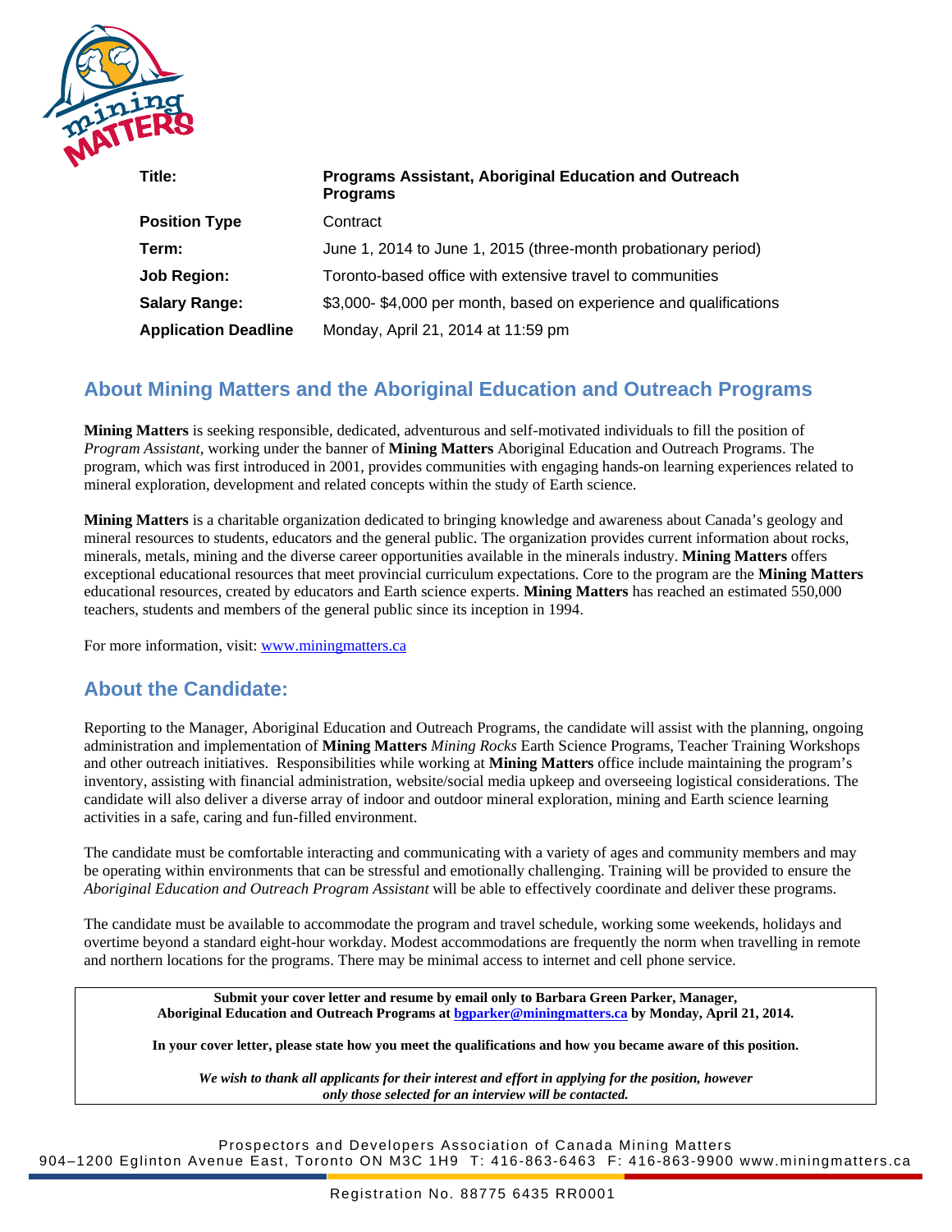| | |
|---|---|
| **Title:** | **Programs Assistant, Aboriginal Education and Outreach Programs** |
| **Position Type** | Contract |
| **Term:** | June 1, 2014 to June 1, 2015 (three-month probationary period) |
| **Job Region:** | Toronto-based office with extensive travel to communities |
| **Salary Range:** | $3,000- $4,000 per month, based on experience and qualifications |
| **Application Deadline** | Monday, April 21, 2014 at 11:59 pm |

## About Mining Matters and the Aboriginal Education and Outreach Programs

**Mining Matters** is seeking responsible, dedicated, adventurous and self-motivated individuals to fill the position of *Program Assistant*, working under the banner of **Mining Matters** Aboriginal Education and Outreach Programs. The program, which was first introduced in 2001, provides communities with engaging hands-on learning experiences related to mineral exploration, development and related concepts within the study of Earth science.

**Mining Matters** is a charitable organization dedicated to bringing knowledge and awareness about Canada's geology and mineral resources to students, educators and the general public. The organization provides current information about rocks, minerals, metals, mining and the diverse career opportunities available in the minerals industry. **Mining Matters** offers exceptional educational resources that meet provincial curriculum expectations. Core to the program are the **Mining Matters** educational resources, created by educators and Earth science experts. **Mining Matters** has reached an estimated 550,000 teachers, students and members of the general public since its inception in 1994.

For more information, visit: www.miningmatters.ca

## About the Candidate:

Reporting to the Manager, Aboriginal Education and Outreach Programs, the candidate will assist with the planning, ongoing administration and implementation of **Mining Matters** *Mining Rocks* Earth Science Programs, Teacher Training Workshops and other outreach initiatives. Responsibilities while working at **Mining Matters** office include maintaining the program's inventory, assisting with financial administration, website/social media upkeep and overseeing logistical considerations. The candidate will also deliver a diverse array of indoor and outdoor mineral exploration, mining and Earth science learning activities in a safe, caring and fun-filled environment.

The candidate must be comfortable interacting and communicating with a variety of ages and community members and may be operating within environments that can be stressful and emotionally challenging. Training will be provided to ensure the *Aboriginal Education and Outreach Program Assistant* will be able to effectively coordinate and deliver these programs.

The candidate must be available to accommodate the program and travel schedule, working some weekends, holidays and overtime beyond a standard eight-hour workday. Modest accommodations are frequently the norm when travelling in remote and northern locations for the programs. There may be minimal access to internet and cell phone service.

**Submit your cover letter and resume by email only to Barbara Green Parker, Manager, Aboriginal Education and Outreach Programs at bgparker@miningmatters.ca by Monday, April 21, 2014.**

**In your cover letter, please state how you meet the qualifications and how you became aware of this position.**

***We wish to thank all applicants for their interest and effort in applying for the position, however only those selected for an interview will be contacted.***

Prospectors and Developers Association of Canada Mining Matters
904–1200 Eglinton Avenue East, Toronto ON M3C 1H9 T: 416-863-6463 F: 416-863-9900 www.miningmatters.ca

Registration No. 88775 6435 RR0001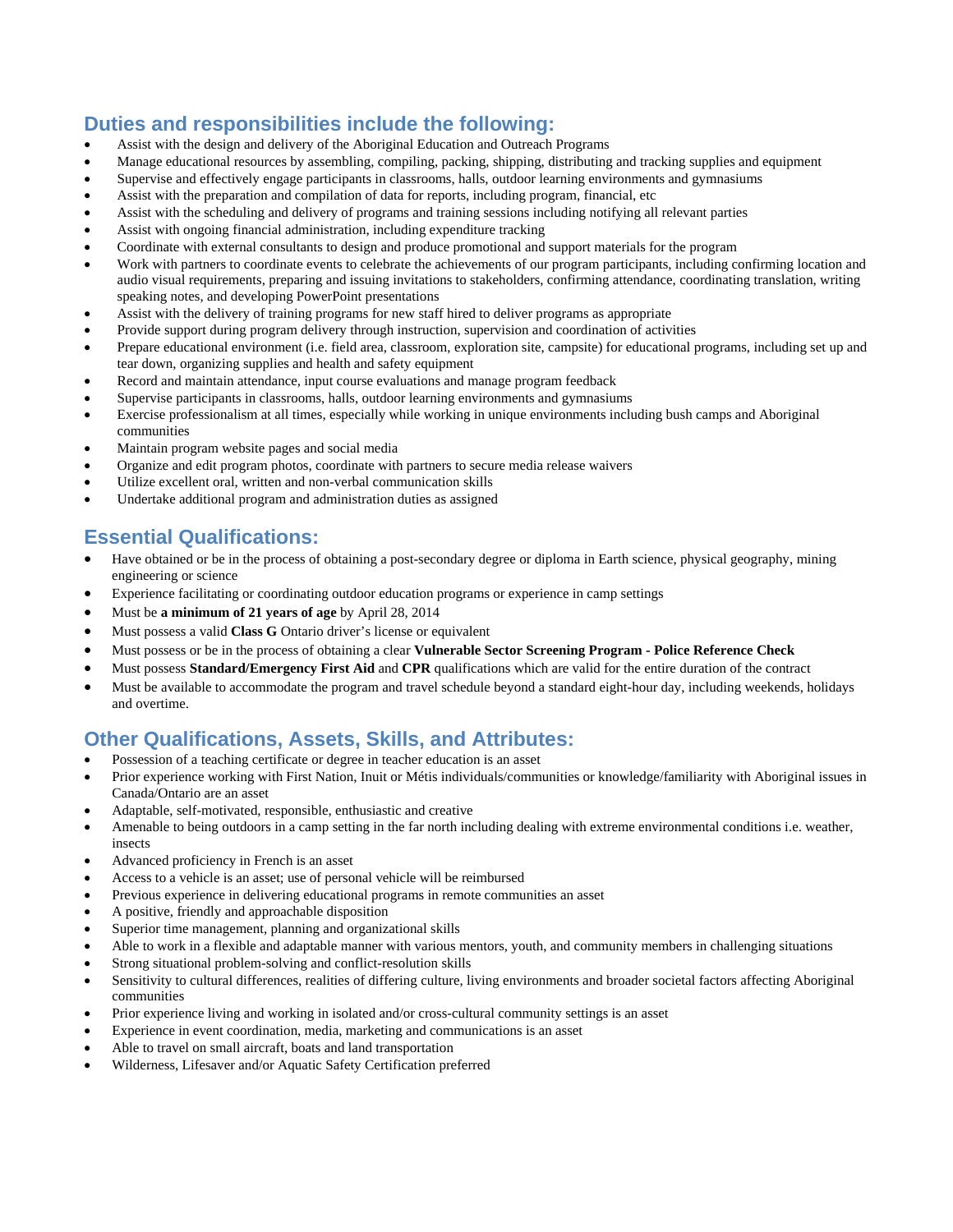## Duties and responsibilities include the following:

- Assist with the design and delivery of the Aboriginal Education and Outreach Programs
- Manage educational resources by assembling, compiling, packing, shipping, distributing and tracking supplies and equipment
- Supervise and effectively engage participants in classrooms, halls, outdoor learning environments and gymnasiums
- Assist with the preparation and compilation of data for reports, including program, financial, etc
- Assist with the scheduling and delivery of programs and training sessions including notifying all relevant parties
- Assist with ongoing financial administration, including expenditure tracking
- Coordinate with external consultants to design and produce promotional and support materials for the program
- Work with partners to coordinate events to celebrate the achievements of our program participants, including confirming location and audio visual requirements, preparing and issuing invitations to stakeholders, confirming attendance, coordinating translation, writing speaking notes, and developing PowerPoint presentations
- Assist with the delivery of training programs for new staff hired to deliver programs as appropriate
- Provide support during program delivery through instruction, supervision and coordination of activities
- Prepare educational environment (i.e. field area, classroom, exploration site, campsite) for educational programs, including set up and tear down, organizing supplies and health and safety equipment
- Record and maintain attendance, input course evaluations and manage program feedback
- Supervise participants in classrooms, halls, outdoor learning environments and gymnasiums
- Exercise professionalism at all times, especially while working in unique environments including bush camps and Aboriginal communities
- Maintain program website pages and social media
- Organize and edit program photos, coordinate with partners to secure media release waivers
- Utilize excellent oral, written and non-verbal communication skills
- Undertake additional program and administration duties as assigned

## Essential Qualifications:

- Have obtained or be in the process of obtaining a post-secondary degree or diploma in Earth science, physical geography, mining engineering or science
- Experience facilitating or coordinating outdoor education programs or experience in camp settings
- Must be **a minimum of 21 years of age** by April 28, 2014
- Must possess a valid **Class G** Ontario driver's license or equivalent
- Must possess or be in the process of obtaining a clear **Vulnerable Sector Screening Program - Police Reference Check**
- Must possess **Standard/Emergency First Aid** and **CPR** qualifications which are valid for the entire duration of the contract
- Must be available to accommodate the program and travel schedule beyond a standard eight-hour day, including weekends, holidays and overtime.

## Other Qualifications, Assets, Skills, and Attributes:

- Possession of a teaching certificate or degree in teacher education is an asset
- Prior experience working with First Nation, Inuit or Métis individuals/communities or knowledge/familiarity with Aboriginal issues in Canada/Ontario are an asset
- Adaptable, self-motivated, responsible, enthusiastic and creative
- Amenable to being outdoors in a camp setting in the far north including dealing with extreme environmental conditions i.e. weather, insects
- Advanced proficiency in French is an asset
- Access to a vehicle is an asset; use of personal vehicle will be reimbursed
- Previous experience in delivering educational programs in remote communities an asset
- A positive, friendly and approachable disposition
- Superior time management, planning and organizational skills
- Able to work in a flexible and adaptable manner with various mentors, youth, and community members in challenging situations
- Strong situational problem-solving and conflict-resolution skills
- Sensitivity to cultural differences, realities of differing culture, living environments and broader societal factors affecting Aboriginal communities
- Prior experience living and working in isolated and/or cross-cultural community settings is an asset
- Experience in event coordination, media, marketing and communications is an asset
- Able to travel on small aircraft, boats and land transportation
- Wilderness, Lifesaver and/or Aquatic Safety Certification preferred